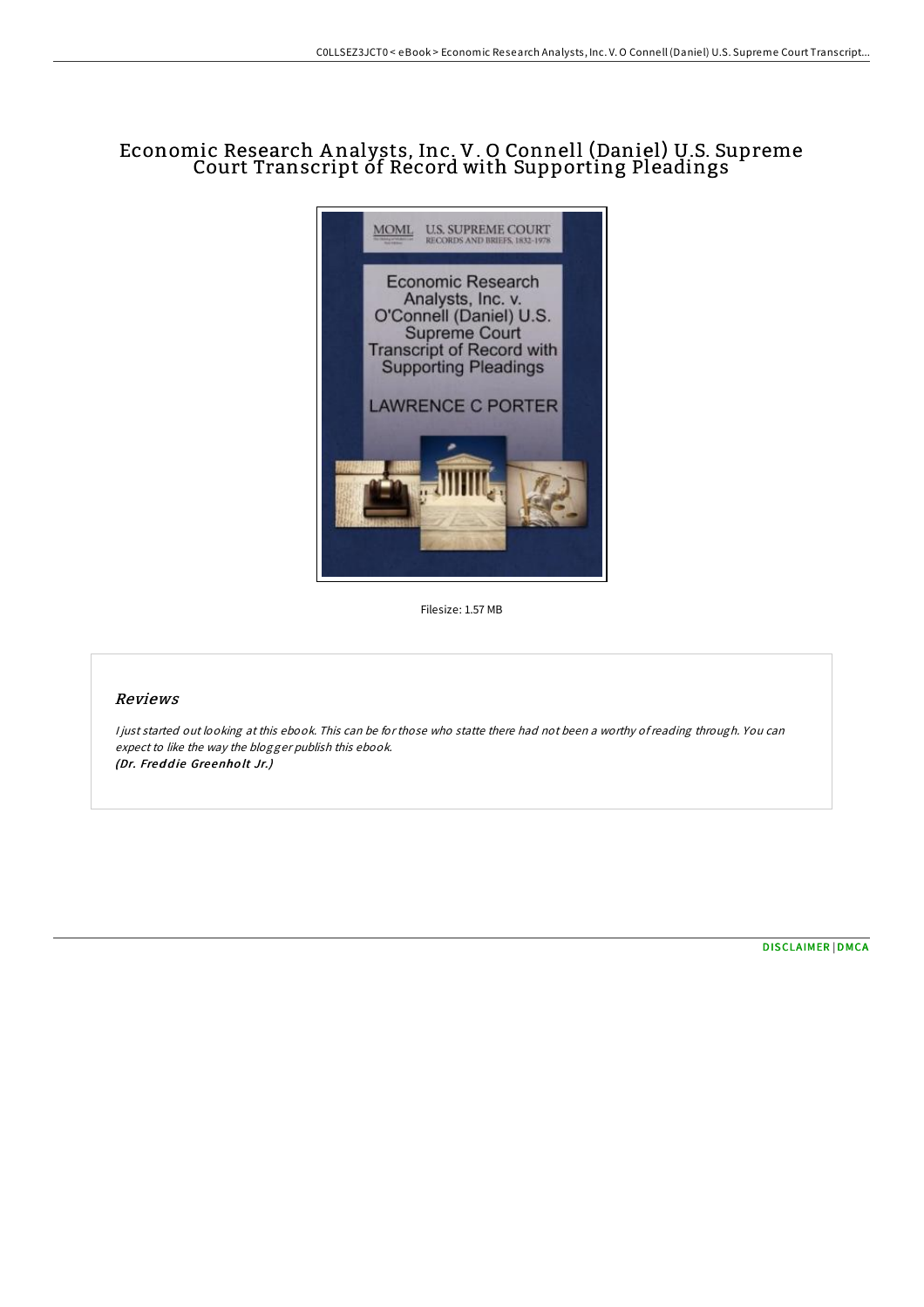# Economic Research Analysts, Inc. V. O Connell (Daniel) U.S. Supreme Court Transcript of Record with Supporting Pleadings

Filesize: 1.57 MB

## Reviews

*I just started out looking at this ebook. This can be for those who statte there had not been a worthy of reading through. You can expect to like the way the blogger publish this ebook.*
***(Dr. Freddie Greenholt Jr.)***

DISCLAIMER | DMCA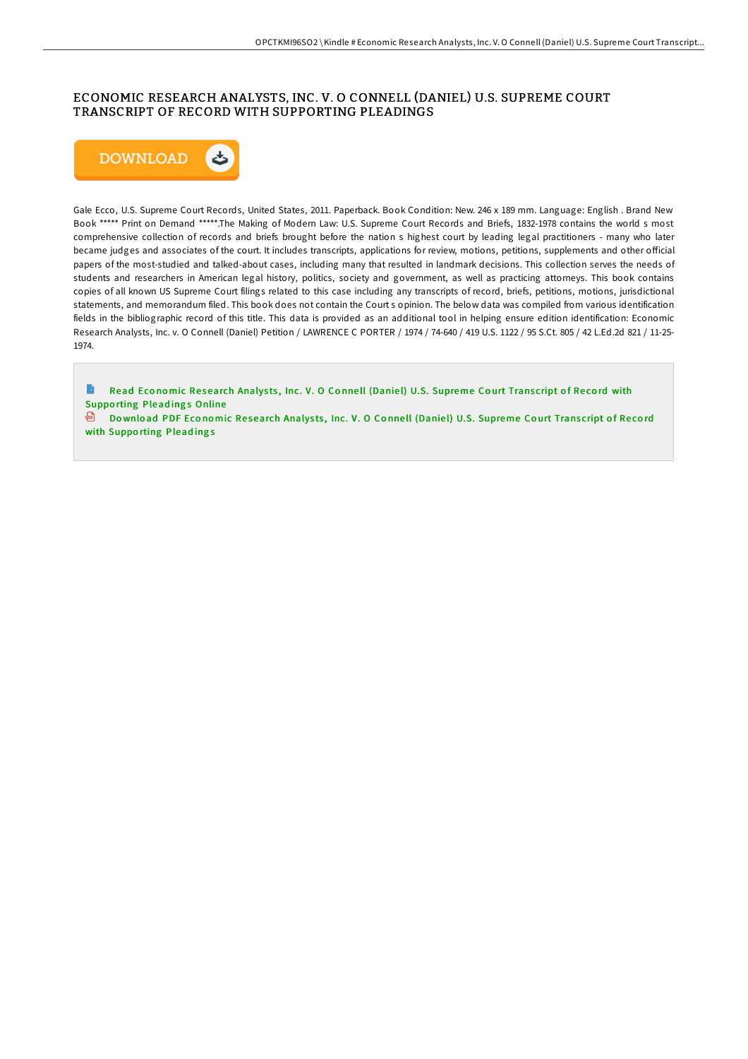# ECONOMIC RESEARCH ANALYSTS, INC. V. O CONNELL (DANIEL) U.S. SUPREME COURT TRANSCRIPT OF RECORD WITH SUPPORTING PLEADINGS

DOWNLOAD

Gale Ecco, U.S. Supreme Court Records, United States, 2011. Paperback. Book Condition: New. 246 x 189 mm. Language: English . Brand New Book ***** Print on Demand *****.The Making of Modern Law: U.S. Supreme Court Records and Briefs, 1832-1978 contains the world s most comprehensive collection of records and briefs brought before the nation s highest court by leading legal practitioners - many who later became judges and associates of the court. It includes transcripts, applications for review, motions, petitions, supplements and other official papers of the most-studied and talked-about cases, including many that resulted in landmark decisions. This collection serves the needs of students and researchers in American legal history, politics, society and government, as well as practicing attorneys. This book contains copies of all known US Supreme Court filings related to this case including any transcripts of record, briefs, petitions, motions, jurisdictional statements, and memorandum filed. This book does not contain the Court s opinion. The below data was compiled from various identification fields in the bibliographic record of this title. This data is provided as an additional tool in helping ensure edition identification: Economic Research Analysts, Inc. v. O Connell (Daniel) Petition / LAWRENCE C PORTER / 1974 / 74-640 / 419 U.S. 1122 / 95 S.Ct. 805 / 42 L.Ed.2d 821 / 11-25-1974.

Read Economic Research Analysts, Inc. V. O Connell (Daniel) U.S. Supreme Court Transcript of Record with Supporting Pleadings Online

Download PDF Economic Research Analysts, Inc. V. O Connell (Daniel) U.S. Supreme Court Transcript of Record with Supporting Pleadings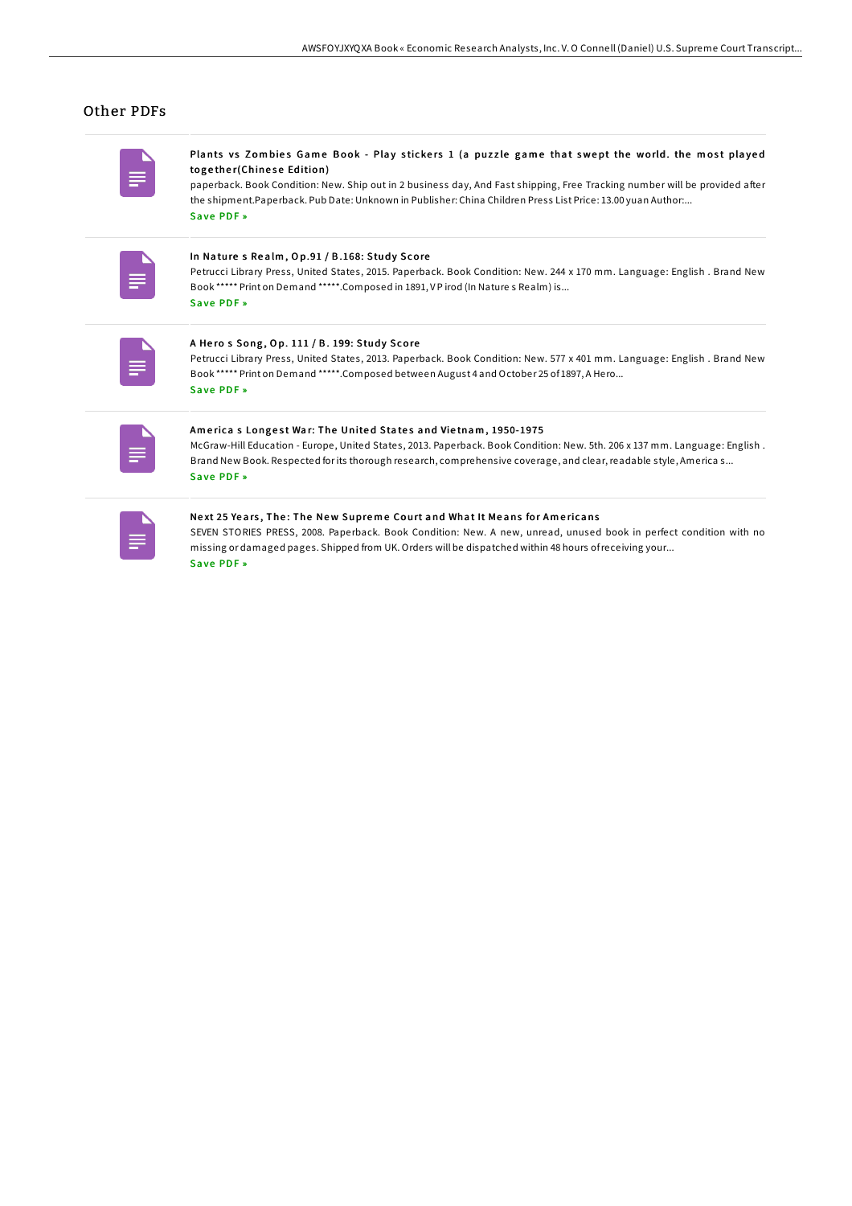## Other PDFs

**Plants vs Zombies Game Book - Play stickers 1 (a puzzle game that swept the world. the most played together(Chinese Edition)**

paperback. Book Condition: New. Ship out in 2 business day, And Fast shipping, Free Tracking number will be provided after the shipment.Paperback. Pub Date: Unknown in Publisher: China Children Press List Price: 13.00 yuan Author:...

Save PDF »

**In Nature s Realm, Op.91 / B.168: Study Score**

Petrucci Library Press, United States, 2015. Paperback. Book Condition: New. 244 x 170 mm. Language: English . Brand New Book ***** Print on Demand *****.Composed in 1891, V P irod (In Nature s Realm) is...

Save PDF »

**A Hero s Song, Op. 111 / B. 199: Study Score**

Petrucci Library Press, United States, 2013. Paperback. Book Condition: New. 577 x 401 mm. Language: English . Brand New Book ***** Print on Demand *****.Composed between August 4 and October 25 of 1897, A Hero...

Save PDF »

**America s Longest War: The United States and Vietnam, 1950-1975**

McGraw-Hill Education - Europe, United States, 2013. Paperback. Book Condition: New. 5th. 206 x 137 mm. Language: English . Brand New Book. Respected for its thorough research, comprehensive coverage, and clear, readable style, America s...

Save PDF »

**Next 25 Years, The: The New Supreme Court and What It Means for Americans**

SEVEN STORIES PRESS, 2008. Paperback. Book Condition: New. A new, unread, unused book in perfect condition with no missing or damaged pages. Shipped from UK. Orders will be dispatched within 48 hours of receiving your...

Save PDF »